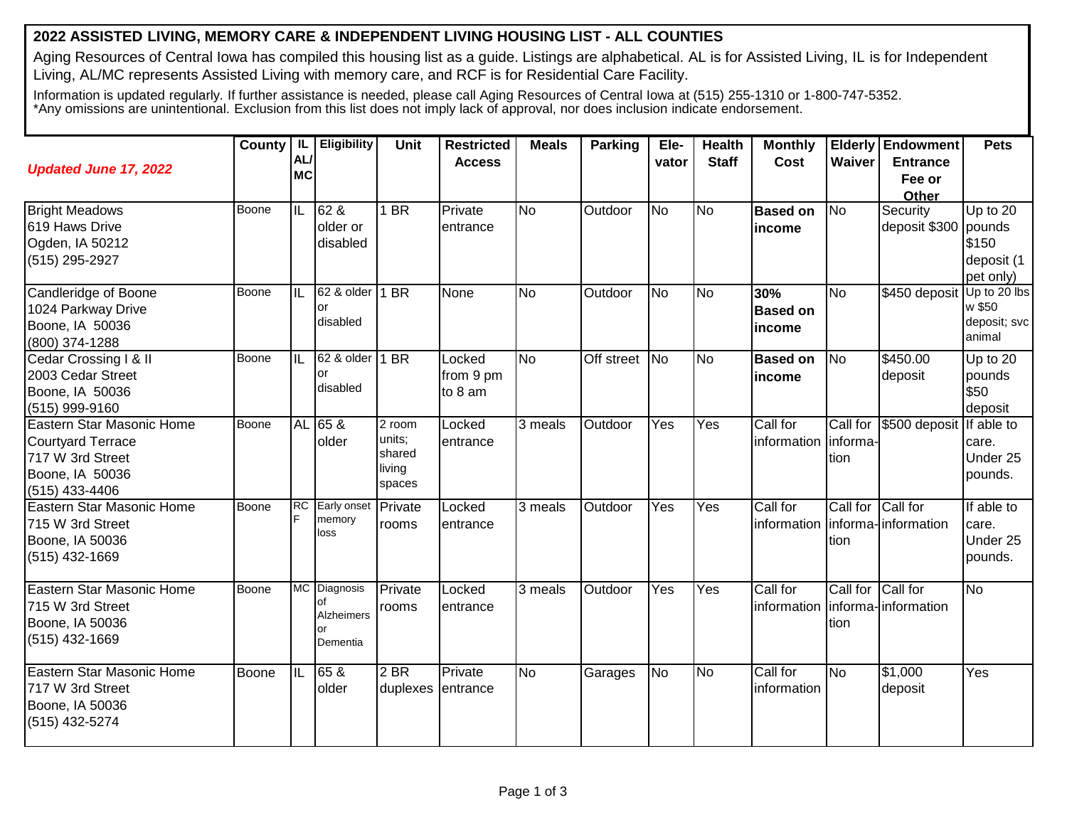# 2022 ASSISTED LIVING, MEMORY CARE & INDEPENDENT LIVING HOUSING LIST - ALL COUNTIES

Aging Resources of Central Iowa has compiled this housing list as a guide. Listings are alphabetical. AL is for Assisted Living, IL is for Independent Living, AL/MC represents Assisted Living with memory care, and RCF is for Residential Care Facility.

Information is updated regularly. If further assistance is needed, please call Aging Resources of Central Iowa at (515) 255-1310 or 1-800-747-5352.
*Any omissions are unintentional. Exclusion from this list does not imply lack of approval, nor does inclusion indicate endorsement.

| *Updated June 17, 2022* | County | IL AL/ MC | Eligibility | Unit | Restricted Access | Meals | Parking | Ele-vator | Health Staff | Monthly Cost | Elderly Waiver | Endowment Entrance Fee or Other | Pets |
|---|---|---|---|---|---|---|---|---|---|---|---|---|---|
| Bright Meadows<br>619 Haws Drive<br>Ogden, IA 50212<br>(515) 295-2927 | Boone | IL | 62 & older or disabled | 1 BR | Private entrance | No | Outdoor | No | No | **Based on income** | No | Security deposit $300 | Up to 20 pounds $150 deposit (1 pet only) |
| Candleridge of Boone<br>1024 Parkway Drive<br>Boone, IA 50036<br>(800) 374-1288 | Boone | IL | 62 & older or disabled | 1 BR | None | No | Outdoor | No | No | **30% Based on income** | No | $450 deposit | Up to 20 lbs w $50 deposit; svc animal |
| Cedar Crossing I & II<br>2003 Cedar Street<br>Boone, IA 50036<br>(515) 999-9160 | Boone | IL | 62 & older or disabled | 1 BR | Locked from 9 pm to 8 am | No | Off street | No | No | **Based on income** | No | $450.00 deposit | Up to 20 pounds $50 deposit |
| Eastern Star Masonic Home Courtyard Terrace<br>717 W 3rd Street<br>Boone, IA 50036<br>(515) 433-4406 | Boone | AL | 65 & older | 2 room units; shared living spaces | Locked entrance | 3 meals | Outdoor | Yes | Yes | Call for information | Call for informa-tion | $500 deposit | If able to care. Under 25 pounds. |
| Eastern Star Masonic Home<br>715 W 3rd Street<br>Boone, IA 50036<br>(515) 432-1669 | Boone | RCF | Early onset memory loss | Private rooms | Locked entrance | 3 meals | Outdoor | Yes | Yes | Call for information | Call for informa-tion | Call for information | If able to care. Under 25 pounds. |
| Eastern Star Masonic Home<br>715 W 3rd Street<br>Boone, IA 50036<br>(515) 432-1669 | Boone | MC | Diagnosis of Alzheimers or Dementia | Private rooms | Locked entrance | 3 meals | Outdoor | Yes | Yes | Call for information | Call for informa-tion | Call for information | No |
| Eastern Star Masonic Home<br>717 W 3rd Street<br>Boone, IA 50036<br>(515) 432-5274 | Boone | IL | 65 & older | 2 BR duplexes | Private entrance | No | Garages | No | No | Call for information | No | $1,000 deposit | Yes |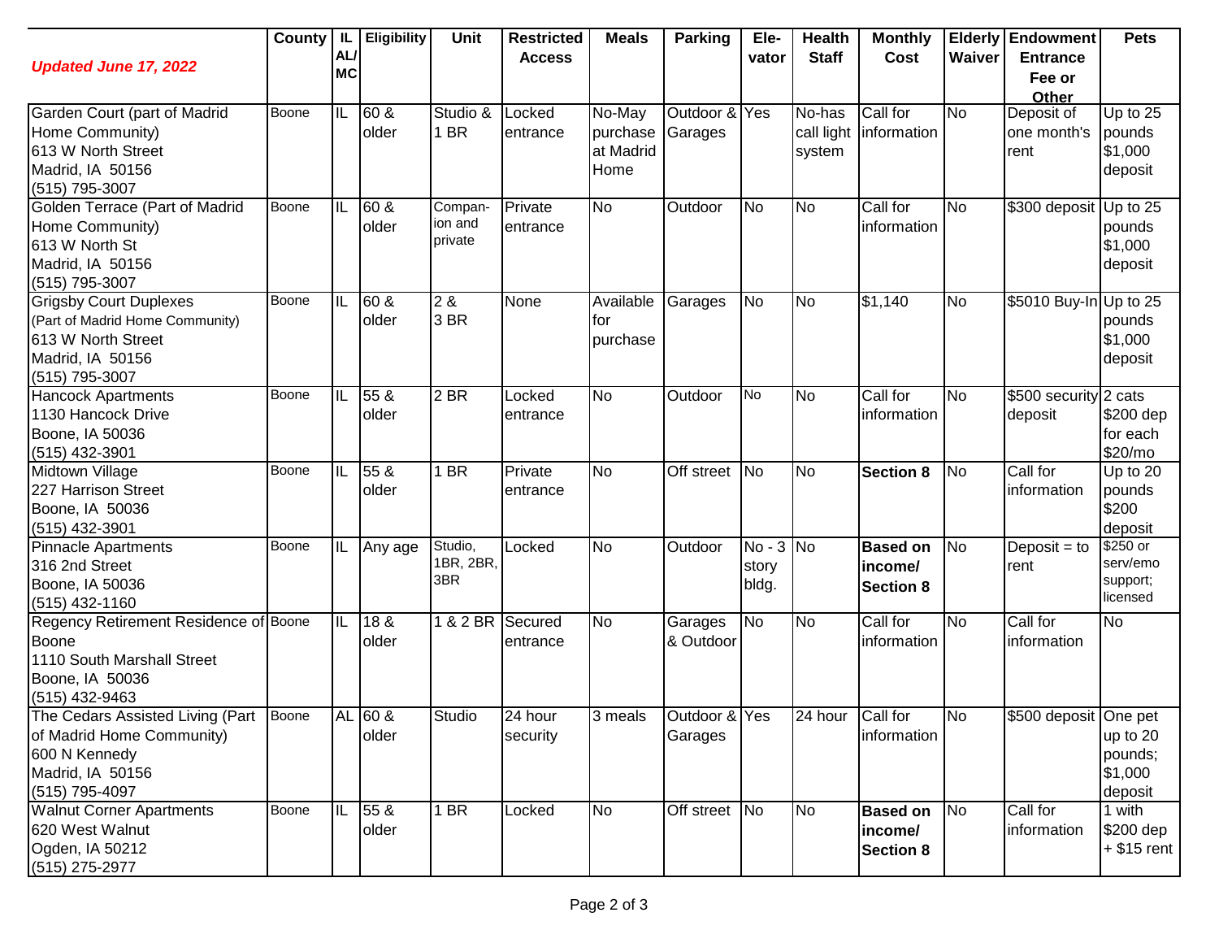| *Updated June 17, 2022* | County | IL AL/ MC | Eligibility | Unit | Restricted Access | Meals | Parking | Ele-vator | Health Staff | Monthly Cost | Elderly Waiver | Endowment Entrance Fee or Other | Pets |
|---|---|---|---|---|---|---|---|---|---|---|---|---|---|
| Garden Court (part of Madrid Home Community) 613 W North Street Madrid, IA 50156 (515) 795-3007 | Boone | IL | 60 & older | Studio & 1 BR | Locked entrance | No-May purchase at Madrid Home | Outdoor & Garages | Yes | No-has call light system | Call for information | No | Deposit of one month's rent | Up to 25 pounds $1,000 deposit |
| Golden Terrace (Part of Madrid Home Community) 613 W North St Madrid, IA 50156 (515) 795-3007 | Boone | IL | 60 & older | Compan-ion and private | Private entrance | No | Outdoor | No | No | Call for information | No | $300 deposit | Up to 25 pounds $1,000 deposit |
| Grigsby Court Duplexes (Part of Madrid Home Community) 613 W North Street Madrid, IA 50156 (515) 795-3007 | Boone | IL | 60 & older | 2 & 3 BR | None | Available for purchase | Garages | No | No | $1,140 | No | $5010 Buy-In | Up to 25 pounds $1,000 deposit |
| Hancock Apartments 1130 Hancock Drive Boone, IA 50036 (515) 432-3901 | Boone | IL | 55 & older | 2 BR | Locked entrance | No | Outdoor | No | No | Call for information | No | $500 security deposit | 2 cats $200 dep for each $20/mo |
| Midtown Village 227 Harrison Street Boone, IA 50036 (515) 432-3901 | Boone | IL | 55 & older | 1 BR | Private entrance | No | Off street | No | No | **Section 8** | No | Call for information | Up to 20 pounds $200 deposit |
| Pinnacle Apartments 316 2nd Street Boone, IA 50036 (515) 432-1160 | Boone | IL | Any age | Studio, 1BR, 2BR, 3BR | Locked | No | Outdoor | No - 3 story bldg. | No | **Based on income/ Section 8** | No | Deposit = to rent | $250 or serv/emo support; licensed |
| Regency Retirement Residence of Boone 1110 South Marshall Street Boone, IA 50036 (515) 432-9463 | Boone | IL | 18 & older | 1 & 2 BR | Secured entrance | No | Garages & Outdoor | No | No | Call for information | No | Call for information | No |
| The Cedars Assisted Living (Part of Madrid Home Community) 600 N Kennedy Madrid, IA 50156 (515) 795-4097 | Boone | AL | 60 & older | Studio | 24 hour security | 3 meals | Outdoor & Garages | Yes | 24 hour | Call for information | No | $500 deposit | One pet up to 20 pounds; $1,000 deposit |
| Walnut Corner Apartments 620 West Walnut Ogden, IA 50212 (515) 275-2977 | Boone | IL | 55 & older | 1 BR | Locked | No | Off street | No | No | **Based on income/ Section 8** | No | Call for information | 1 with $200 dep + $15 rent |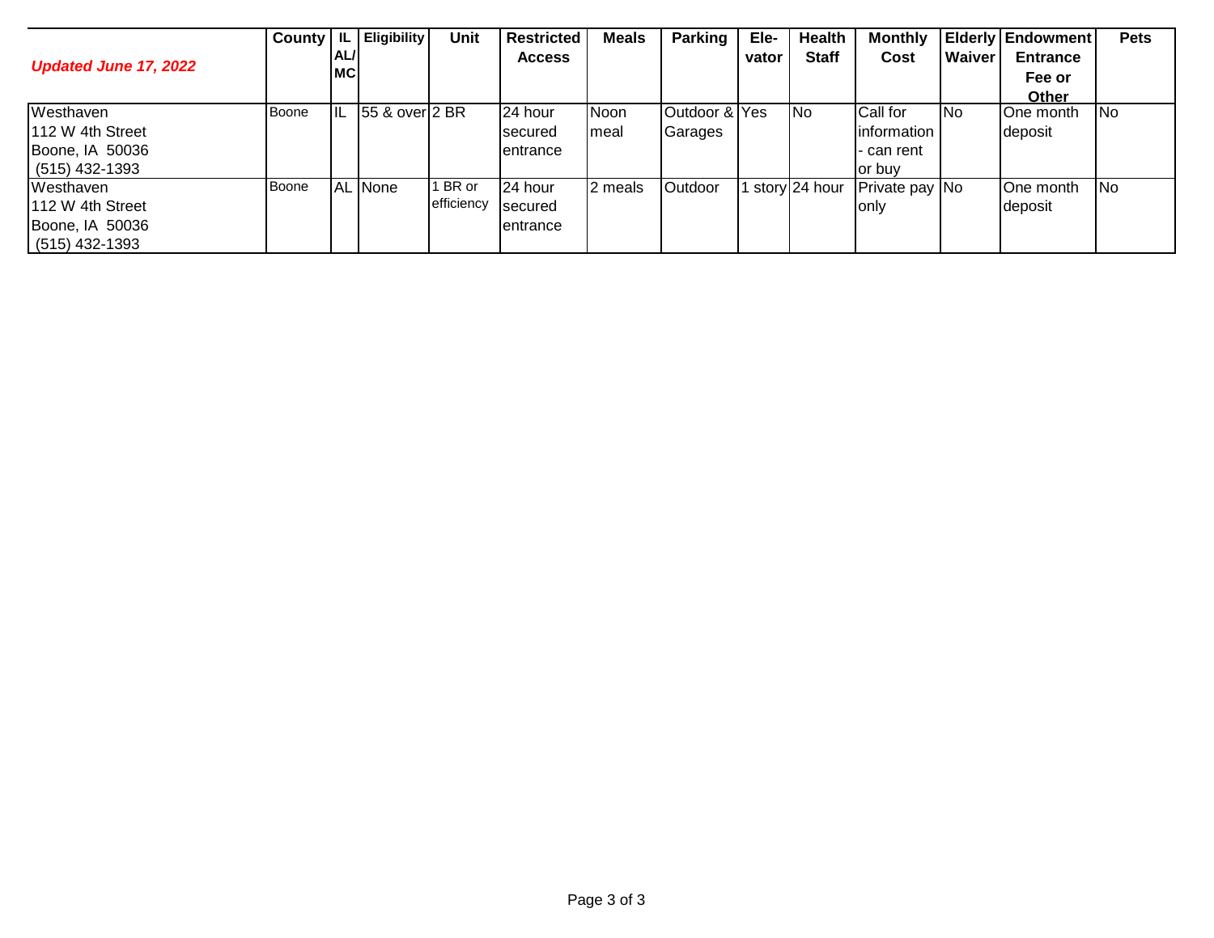| *Updated June 17, 2022* | County | IL AL/ MC | Eligibility | Unit | Restricted Access | Meals | Parking | Ele-vator | Health Staff | Monthly Cost | Elderly Waiver | Endowment Entrance Fee or Other | Pets |
|---|---|---|---|---|---|---|---|---|---|---|---|---|---|
| Westhaven<br>112 W 4th Street<br>Boone, IA 50036<br>(515) 432-1393 | Boone | IL | 55 & over | 2 BR | 24 hour secured entrance | Noon meal | Outdoor & Garages | Yes | No | Call for information - can rent or buy | No | One month deposit | No |
| Westhaven<br>112 W 4th Street<br>Boone, IA 50036<br>(515) 432-1393 | Boone | AL | None | 1 BR or efficiency | 24 hour secured entrance | 2 meals | Outdoor | 1 story | 24 hour | Private pay only | No | One month deposit | No |